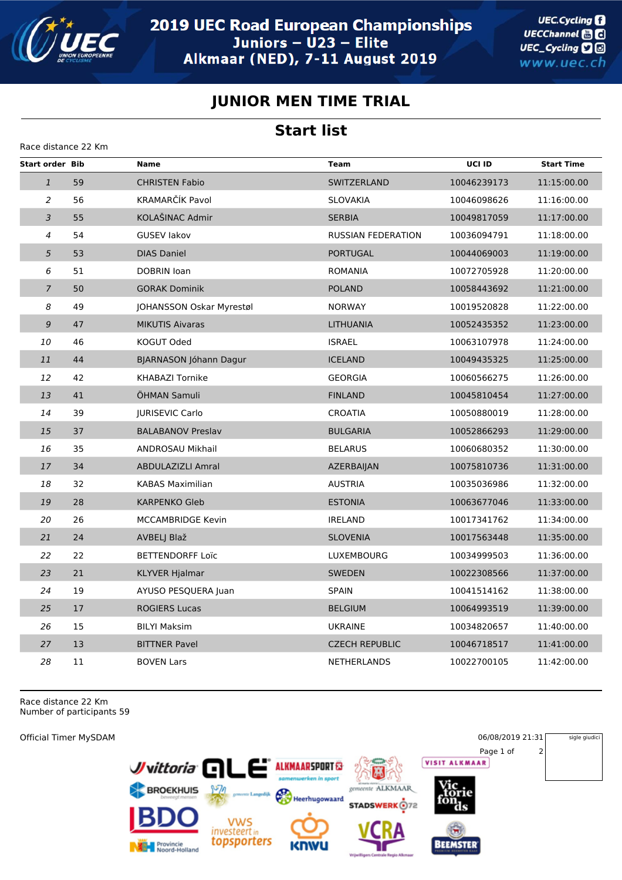# 2019 UEC Road European Championships

## Juniors – U23 – Elite

## Alkmaar (NED), 7-11 August 2019

## JUNIOR MEN TIME TRIAL

## Start list

Race distance 22 Km

| Start order | Bib | Name | Team | UCI ID | Start Time |
|---|---|---|---|---|---|
| 1 | 59 | CHRISTEN Fabio | SWITZERLAND | 10046239173 | 11:15:00.00 |
| 2 | 56 | KRAMARČÍK Pavol | SLOVAKIA | 10046098626 | 11:16:00.00 |
| 3 | 55 | KOLAŠINAC Admir | SERBIA | 10049817059 | 11:17:00.00 |
| 4 | 54 | GUSEV Iakov | RUSSIAN FEDERATION | 10036094791 | 11:18:00.00 |
| 5 | 53 | DIAS Daniel | PORTUGAL | 10044069003 | 11:19:00.00 |
| 6 | 51 | DOBRIN Ioan | ROMANIA | 10072705928 | 11:20:00.00 |
| 7 | 50 | GORAK Dominik | POLAND | 10058443692 | 11:21:00.00 |
| 8 | 49 | JOHANSSON Oskar Myrestøl | NORWAY | 10019520828 | 11:22:00.00 |
| 9 | 47 | MIKUTIS Aivaras | LITHUANIA | 10052435352 | 11:23:00.00 |
| 10 | 46 | KOGUT Oded | ISRAEL | 10063107978 | 11:24:00.00 |
| 11 | 44 | BJARNASON Jóhann Dagur | ICELAND | 10049435325 | 11:25:00.00 |
| 12 | 42 | KHABAZI Tornike | GEORGIA | 10060566275 | 11:26:00.00 |
| 13 | 41 | ÖHMAN Samuli | FINLAND | 10045810454 | 11:27:00.00 |
| 14 | 39 | JURISEVIC Carlo | CROATIA | 10050880019 | 11:28:00.00 |
| 15 | 37 | BALABANOV Preslav | BULGARIA | 10052866293 | 11:29:00.00 |
| 16 | 35 | ANDROSAU Mikhail | BELARUS | 10060680352 | 11:30:00.00 |
| 17 | 34 | ABDULAZIZLI Amral | AZERBAIJAN | 10075810736 | 11:31:00.00 |
| 18 | 32 | KABAS Maximilian | AUSTRIA | 10035036986 | 11:32:00.00 |
| 19 | 28 | KARPENKO Gleb | ESTONIA | 10063677046 | 11:33:00.00 |
| 20 | 26 | MCCAMBRIDGE Kevin | IRELAND | 10017341762 | 11:34:00.00 |
| 21 | 24 | AVBELJ Blaž | SLOVENIA | 10017563448 | 11:35:00.00 |
| 22 | 22 | BETTENDORFF Loïc | LUXEMBOURG | 10034999503 | 11:36:00.00 |
| 23 | 21 | KLYVER Hjalmar | SWEDEN | 10022308566 | 11:37:00.00 |
| 24 | 19 | AYUSO PESQUERA Juan | SPAIN | 10041514162 | 11:38:00.00 |
| 25 | 17 | ROGIERS Lucas | BELGIUM | 10064993519 | 11:39:00.00 |
| 26 | 15 | BILYI Maksim | UKRAINE | 10034820657 | 11:40:00.00 |
| 27 | 13 | BITTNER Pavel | CZECH REPUBLIC | 10046718517 | 11:41:00.00 |
| 28 | 11 | BOVEN Lars | NETHERLANDS | 10022700105 | 11:42:00.00 |

Race distance 22 Km
Number of participants 59

Official Timer MySDAM

06/08/2019 21:31

sigle giudici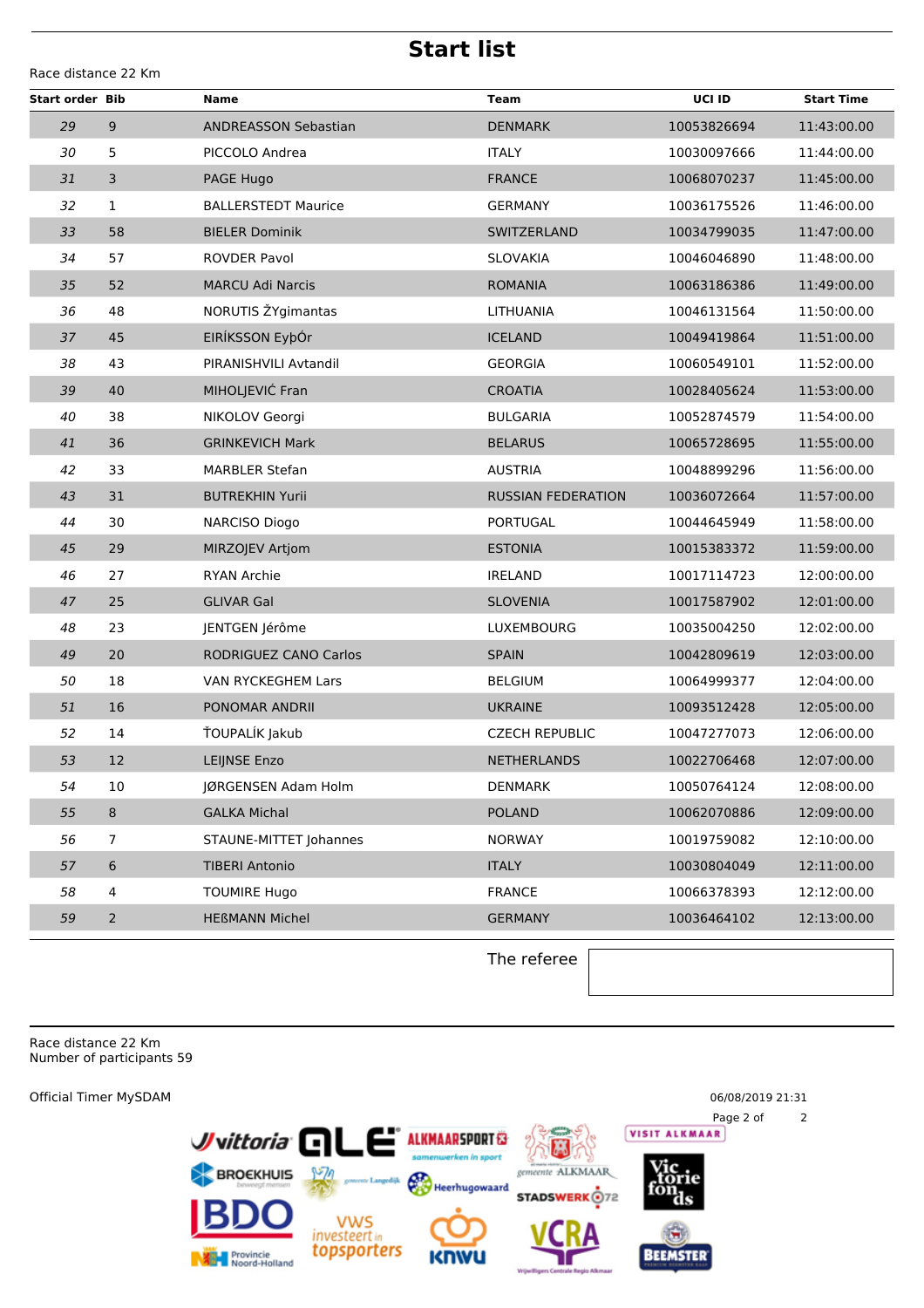# Start list

Race distance 22 Km

| Start order | Bib | Name | Team | UCI ID | Start Time |
|---|---|---|---|---|---|
| 29 | 9 | ANDREASSON Sebastian | DENMARK | 10053826694 | 11:43:00.00 |
| 30 | 5 | PICCOLO Andrea | ITALY | 10030097666 | 11:44:00.00 |
| 31 | 3 | PAGE Hugo | FRANCE | 10068070237 | 11:45:00.00 |
| 32 | 1 | BALLERSTEDT Maurice | GERMANY | 10036175526 | 11:46:00.00 |
| 33 | 58 | BIELER Dominik | SWITZERLAND | 10034799035 | 11:47:00.00 |
| 34 | 57 | ROVDER Pavol | SLOVAKIA | 10046046890 | 11:48:00.00 |
| 35 | 52 | MARCU Adi Narcis | ROMANIA | 10063186386 | 11:49:00.00 |
| 36 | 48 | NORUTIS ŽYgimantas | LITHUANIA | 10046131564 | 11:50:00.00 |
| 37 | 45 | EIRÍKSSON EyþÓr | ICELAND | 10049419864 | 11:51:00.00 |
| 38 | 43 | PIRANISHVILI Avtandil | GEORGIA | 10060549101 | 11:52:00.00 |
| 39 | 40 | MIHOLJEVIĆ Fran | CROATIA | 10028405624 | 11:53:00.00 |
| 40 | 38 | NIKOLOV Georgi | BULGARIA | 10052874579 | 11:54:00.00 |
| 41 | 36 | GRINKEVICH Mark | BELARUS | 10065728695 | 11:55:00.00 |
| 42 | 33 | MARBLER Stefan | AUSTRIA | 10048899296 | 11:56:00.00 |
| 43 | 31 | BUTREKHIN Yurii | RUSSIAN FEDERATION | 10036072664 | 11:57:00.00 |
| 44 | 30 | NARCISO Diogo | PORTUGAL | 10044645949 | 11:58:00.00 |
| 45 | 29 | MIRZOJEV Artjom | ESTONIA | 10015383372 | 11:59:00.00 |
| 46 | 27 | RYAN Archie | IRELAND | 10017114723 | 12:00:00.00 |
| 47 | 25 | GLIVAR Gal | SLOVENIA | 10017587902 | 12:01:00.00 |
| 48 | 23 | JENTGEN Jérôme | LUXEMBOURG | 10035004250 | 12:02:00.00 |
| 49 | 20 | RODRIGUEZ CANO Carlos | SPAIN | 10042809619 | 12:03:00.00 |
| 50 | 18 | VAN RYCKEGHEM Lars | BELGIUM | 10064999377 | 12:04:00.00 |
| 51 | 16 | PONOMAR ANDRII | UKRAINE | 10093512428 | 12:05:00.00 |
| 52 | 14 | ŤOUPALÍK Jakub | CZECH REPUBLIC | 10047277073 | 12:06:00.00 |
| 53 | 12 | LEIJNSE Enzo | NETHERLANDS | 10022706468 | 12:07:00.00 |
| 54 | 10 | JØRGENSEN Adam Holm | DENMARK | 10050764124 | 12:08:00.00 |
| 55 | 8 | GALKA Michal | POLAND | 10062070886 | 12:09:00.00 |
| 56 | 7 | STAUNE-MITTET Johannes | NORWAY | 10019759082 | 12:10:00.00 |
| 57 | 6 | TIBERI Antonio | ITALY | 10030804049 | 12:11:00.00 |
| 58 | 4 | TOUMIRE Hugo | FRANCE | 10066378393 | 12:12:00.00 |
| 59 | 2 | HEßMANN Michel | GERMANY | 10036464102 | 12:13:00.00 |

The referee

Race distance 22 Km
Number of participants 59

Official Timer MySDAM

06/08/2019 21:31